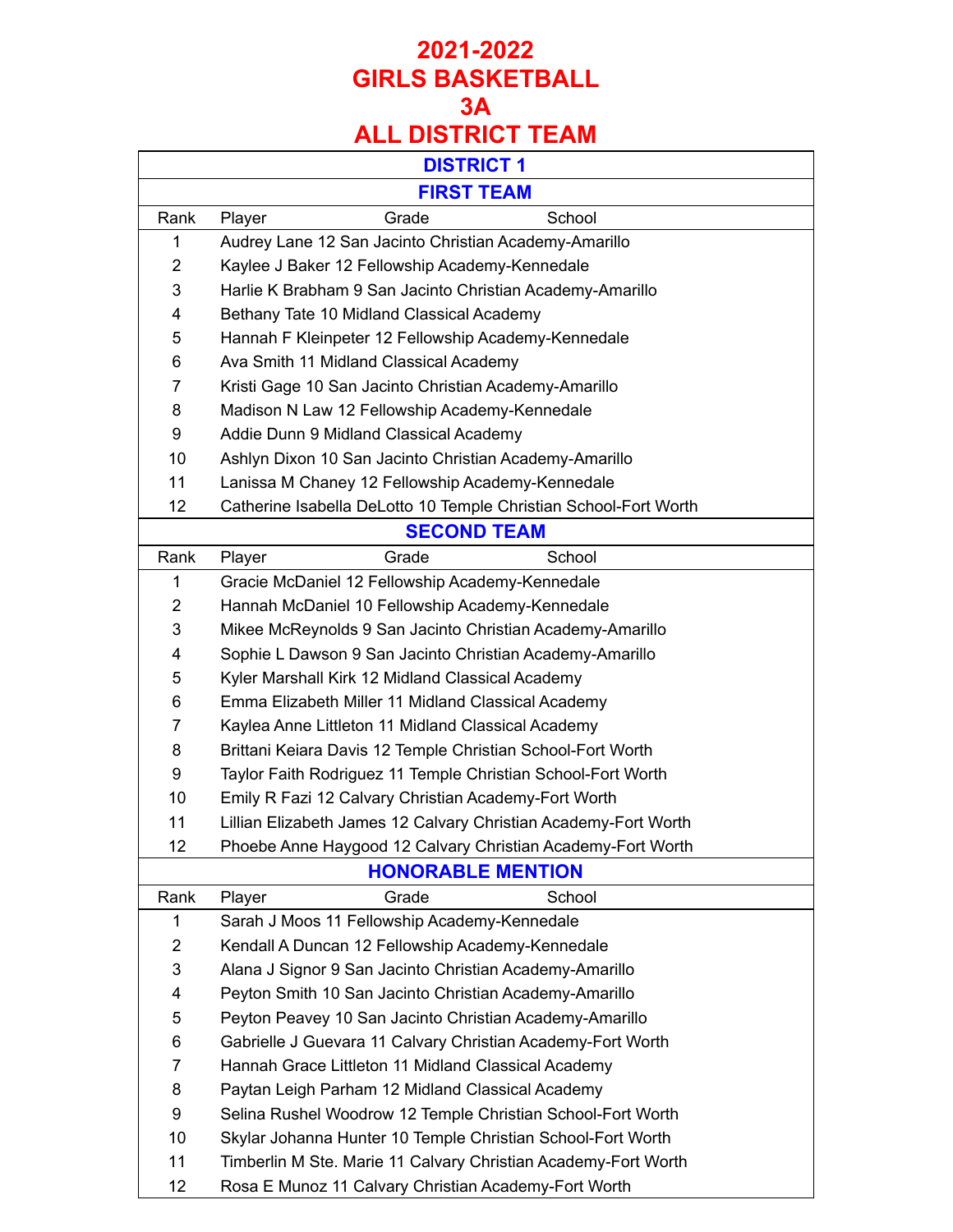# 2021-2022
# GIRLS BASKETBALL
# 3A
# ALL DISTRICT TEAM

## DISTRICT 1

### FIRST TEAM

| Rank | Player | Grade | School |
|---|---|---|---|
| 1 | Audrey Lane | 12 | San Jacinto Christian Academy-Amarillo |
| 2 | Kaylee J Baker | 12 | Fellowship Academy-Kennedale |
| 3 | Harlie K Brabham | 9 | San Jacinto Christian Academy-Amarillo |
| 4 | Bethany Tate | 10 | Midland Classical Academy |
| 5 | Hannah F Kleinpeter | 12 | Fellowship Academy-Kennedale |
| 6 | Ava Smith | 11 | Midland Classical Academy |
| 7 | Kristi Gage | 10 | San Jacinto Christian Academy-Amarillo |
| 8 | Madison N Law | 12 | Fellowship Academy-Kennedale |
| 9 | Addie Dunn | 9 | Midland Classical Academy |
| 10 | Ashlyn Dixon | 10 | San Jacinto Christian Academy-Amarillo |
| 11 | Lanissa M Chaney | 12 | Fellowship Academy-Kennedale |
| 12 | Catherine Isabella DeLotto | 10 | Temple Christian School-Fort Worth |

### SECOND TEAM

| Rank | Player | Grade | School |
|---|---|---|---|
| 1 | Gracie McDaniel | 12 | Fellowship Academy-Kennedale |
| 2 | Hannah McDaniel | 10 | Fellowship Academy-Kennedale |
| 3 | Mikee McReynolds | 9 | San Jacinto Christian Academy-Amarillo |
| 4 | Sophie L Dawson | 9 | San Jacinto Christian Academy-Amarillo |
| 5 | Kyler Marshall Kirk | 12 | Midland Classical Academy |
| 6 | Emma Elizabeth Miller | 11 | Midland Classical Academy |
| 7 | Kaylea Anne Littleton | 11 | Midland Classical Academy |
| 8 | Brittani Keiara Davis | 12 | Temple Christian School-Fort Worth |
| 9 | Taylor Faith Rodriguez | 11 | Temple Christian School-Fort Worth |
| 10 | Emily R Fazi | 12 | Calvary Christian Academy-Fort Worth |
| 11 | Lillian Elizabeth James | 12 | Calvary Christian Academy-Fort Worth |
| 12 | Phoebe Anne Haygood | 12 | Calvary Christian Academy-Fort Worth |

### HONORABLE MENTION

| Rank | Player | Grade | School |
|---|---|---|---|
| 1 | Sarah J Moos | 11 | Fellowship Academy-Kennedale |
| 2 | Kendall A Duncan | 12 | Fellowship Academy-Kennedale |
| 3 | Alana J Signor | 9 | San Jacinto Christian Academy-Amarillo |
| 4 | Peyton Smith | 10 | San Jacinto Christian Academy-Amarillo |
| 5 | Peyton Peavey | 10 | San Jacinto Christian Academy-Amarillo |
| 6 | Gabrielle J Guevara | 11 | Calvary Christian Academy-Fort Worth |
| 7 | Hannah Grace Littleton | 11 | Midland Classical Academy |
| 8 | Paytan Leigh Parham | 12 | Midland Classical Academy |
| 9 | Selina Rushel Woodrow | 12 | Temple Christian School-Fort Worth |
| 10 | Skylar Johanna Hunter | 10 | Temple Christian School-Fort Worth |
| 11 | Timberlin M Ste. Marie | 11 | Calvary Christian Academy-Fort Worth |
| 12 | Rosa E Munoz | 11 | Calvary Christian Academy-Fort Worth |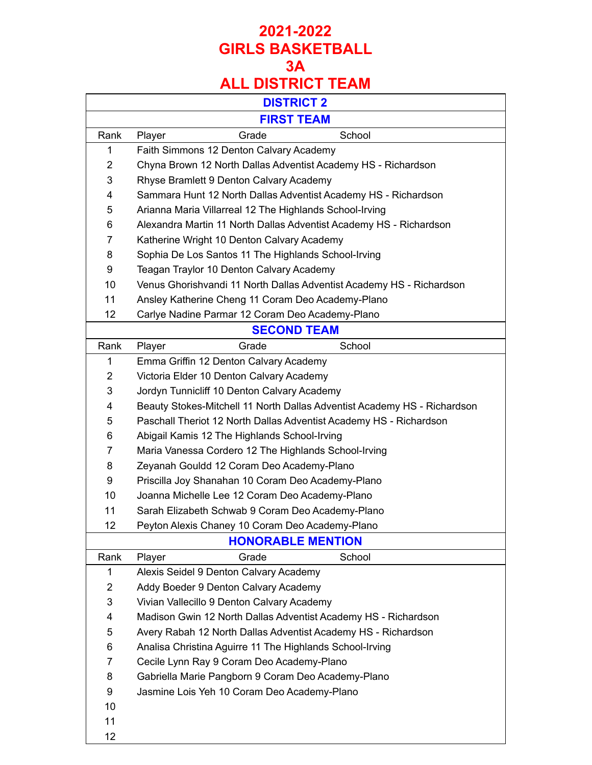# 2021-2022
# GIRLS BASKETBALL
# 3A
# ALL DISTRICT TEAM

## DISTRICT 2

### FIRST TEAM

| Rank | Player | Grade | School |
|---|---|---|---|
| 1 | Faith Simmons | 12 | Denton Calvary Academy |
| 2 | Chyna Brown | 12 | North Dallas Adventist Academy HS - Richardson |
| 3 | Rhyse Bramlett | 9 | Denton Calvary Academy |
| 4 | Sammara Hunt | 12 | North Dallas Adventist Academy HS - Richardson |
| 5 | Arianna Maria Villarreal | 12 | The Highlands School-Irving |
| 6 | Alexandra Martin | 11 | North Dallas Adventist Academy HS - Richardson |
| 7 | Katherine Wright | 10 | Denton Calvary Academy |
| 8 | Sophia De Los Santos | 11 | The Highlands School-Irving |
| 9 | Teagan Traylor | 10 | Denton Calvary Academy |
| 10 | Venus Ghorishvandi | 11 | North Dallas Adventist Academy HS - Richardson |
| 11 | Ansley Katherine Cheng | 11 | Coram Deo Academy-Plano |
| 12 | Carlye Nadine Parmar | 12 | Coram Deo Academy-Plano |

### SECOND TEAM

| Rank | Player | Grade | School |
|---|---|---|---|
| 1 | Emma Griffin | 12 | Denton Calvary Academy |
| 2 | Victoria Elder | 10 | Denton Calvary Academy |
| 3 | Jordyn Tunnicliff | 10 | Denton Calvary Academy |
| 4 | Beauty Stokes-Mitchell | 11 | North Dallas Adventist Academy HS - Richardson |
| 5 | Paschall Theriot | 12 | North Dallas Adventist Academy HS - Richardson |
| 6 | Abigail Kamis | 12 | The Highlands School-Irving |
| 7 | Maria Vanessa Cordero | 12 | The Highlands School-Irving |
| 8 | Zeyanah Gouldd | 12 | Coram Deo Academy-Plano |
| 9 | Priscilla Joy Shanahan | 10 | Coram Deo Academy-Plano |
| 10 | Joanna Michelle Lee | 12 | Coram Deo Academy-Plano |
| 11 | Sarah Elizabeth Schwab | 9 | Coram Deo Academy-Plano |
| 12 | Peyton Alexis Chaney | 10 | Coram Deo Academy-Plano |

### HONORABLE MENTION

| Rank | Player | Grade | School |
|---|---|---|---|
| 1 | Alexis Seidel | 9 | Denton Calvary Academy |
| 2 | Addy Boeder | 9 | Denton Calvary Academy |
| 3 | Vivian Vallecillo | 9 | Denton Calvary Academy |
| 4 | Madison Gwin | 12 | North Dallas Adventist Academy HS - Richardson |
| 5 | Avery Rabah | 12 | North Dallas Adventist Academy HS - Richardson |
| 6 | Analisa Christina Aguirre | 11 | The Highlands School-Irving |
| 7 | Cecile Lynn Ray | 9 | Coram Deo Academy-Plano |
| 8 | Gabriella Marie Pangborn | 9 | Coram Deo Academy-Plano |
| 9 | Jasmine Lois Yeh | 10 | Coram Deo Academy-Plano |
| 10 | | | |
| 11 | | | |
| 12 | | | |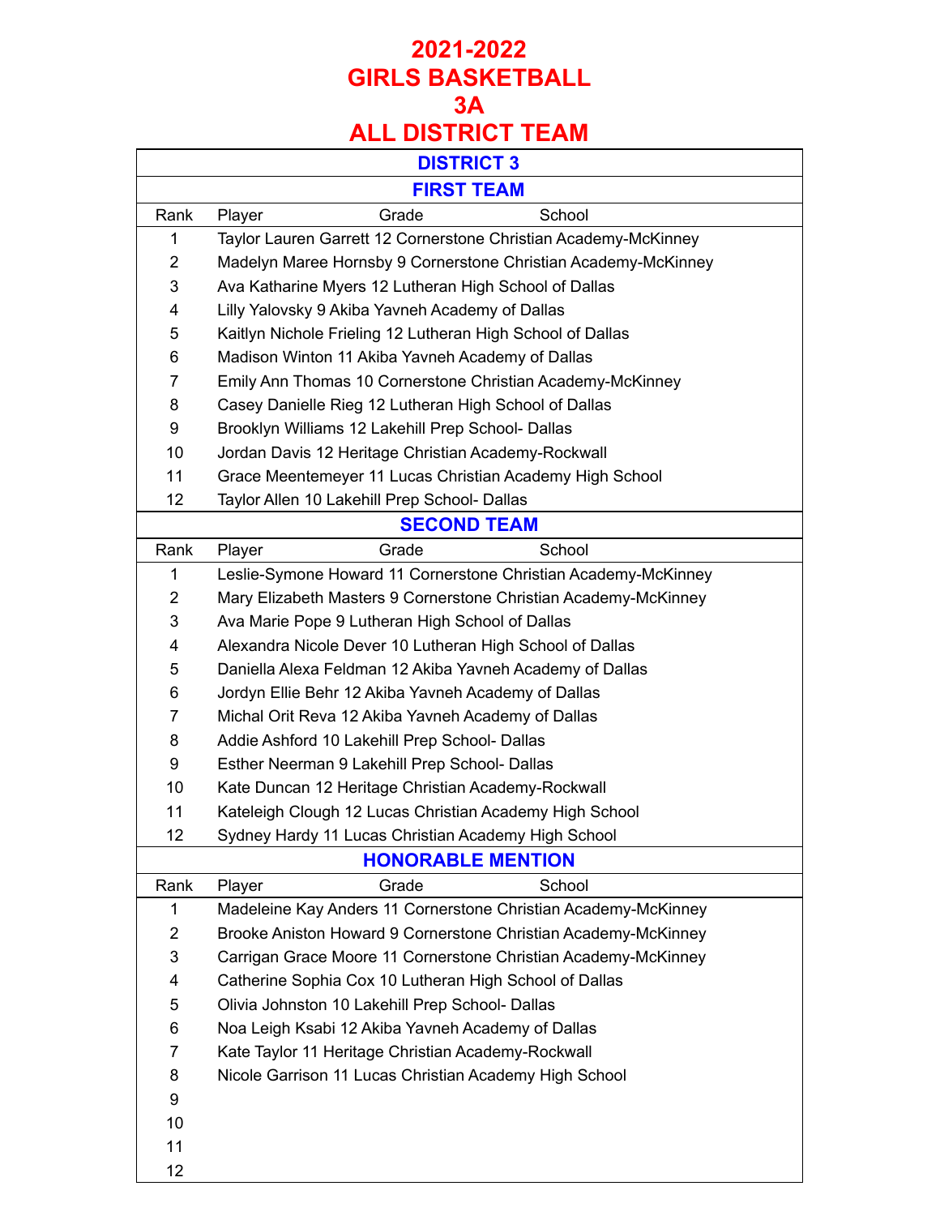# 2021-2022
# GIRLS BASKETBALL
# 3A
# ALL DISTRICT TEAM

## DISTRICT 3

### FIRST TEAM

| Rank | Player | Grade | School |
|---|---|---|---|
| 1 | Taylor Lauren Garrett | 12 | Cornerstone Christian Academy-McKinney |
| 2 | Madelyn Maree Hornsby | 9 | Cornerstone Christian Academy-McKinney |
| 3 | Ava Katharine Myers | 12 | Lutheran High School of Dallas |
| 4 | Lilly Yalovsky | 9 | Akiba Yavneh Academy of Dallas |
| 5 | Kaitlyn Nichole Frieling | 12 | Lutheran High School of Dallas |
| 6 | Madison Winton | 11 | Akiba Yavneh Academy of Dallas |
| 7 | Emily Ann Thomas | 10 | Cornerstone Christian Academy-McKinney |
| 8 | Casey Danielle Rieg | 12 | Lutheran High School of Dallas |
| 9 | Brooklyn Williams | 12 | Lakehill Prep School- Dallas |
| 10 | Jordan Davis | 12 | Heritage Christian Academy-Rockwall |
| 11 | Grace Meentemeyer | 11 | Lucas Christian Academy High School |
| 12 | Taylor Allen | 10 | Lakehill Prep School- Dallas |

### SECOND TEAM

| Rank | Player | Grade | School |
|---|---|---|---|
| 1 | Leslie-Symone Howard | 11 | Cornerstone Christian Academy-McKinney |
| 2 | Mary Elizabeth Masters | 9 | Cornerstone Christian Academy-McKinney |
| 3 | Ava Marie Pope | 9 | Lutheran High School of Dallas |
| 4 | Alexandra Nicole Dever | 10 | Lutheran High School of Dallas |
| 5 | Daniella Alexa Feldman | 12 | Akiba Yavneh Academy of Dallas |
| 6 | Jordyn Ellie Behr | 12 | Akiba Yavneh Academy of Dallas |
| 7 | Michal Orit Reva | 12 | Akiba Yavneh Academy of Dallas |
| 8 | Addie Ashford | 10 | Lakehill Prep School- Dallas |
| 9 | Esther Neerman | 9 | Lakehill Prep School- Dallas |
| 10 | Kate Duncan | 12 | Heritage Christian Academy-Rockwall |
| 11 | Kateleigh Clough | 12 | Lucas Christian Academy High School |
| 12 | Sydney Hardy | 11 | Lucas Christian Academy High School |

### HONORABLE MENTION

| Rank | Player | Grade | School |
|---|---|---|---|
| 1 | Madeleine Kay Anders | 11 | Cornerstone Christian Academy-McKinney |
| 2 | Brooke Aniston Howard | 9 | Cornerstone Christian Academy-McKinney |
| 3 | Carrigan Grace Moore | 11 | Cornerstone Christian Academy-McKinney |
| 4 | Catherine Sophia Cox | 10 | Lutheran High School of Dallas |
| 5 | Olivia Johnston | 10 | Lakehill Prep School- Dallas |
| 6 | Noa Leigh Ksabi | 12 | Akiba Yavneh Academy of Dallas |
| 7 | Kate Taylor | 11 | Heritage Christian Academy-Rockwall |
| 8 | Nicole Garrison | 11 | Lucas Christian Academy High School |
| 9 | | | |
| 10 | | | |
| 11 | | | |
| 12 | | | |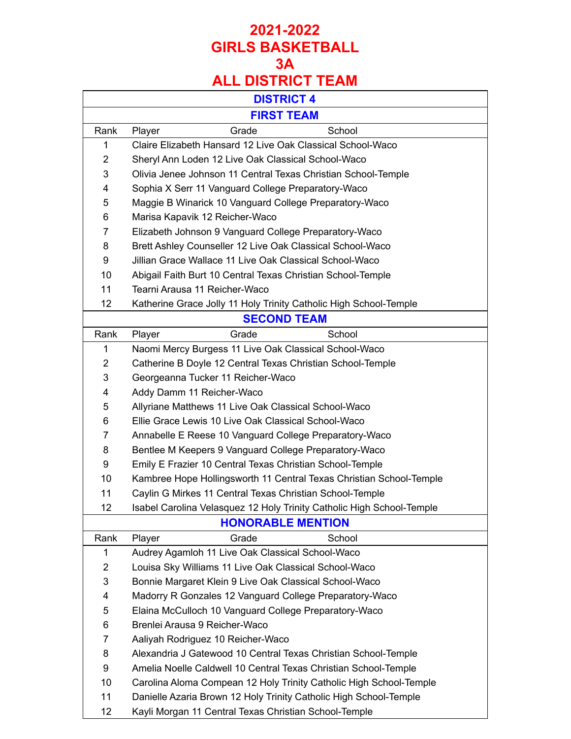# 2021-2022
# GIRLS BASKETBALL
# 3A
# ALL DISTRICT TEAM

## DISTRICT 4

### FIRST TEAM

| Rank | Player | Grade | School |
|---|---|---|---|
| 1 | Claire Elizabeth Hansard | 12 | Live Oak Classical School-Waco |
| 2 | Sheryl Ann Loden | 12 | Live Oak Classical School-Waco |
| 3 | Olivia Jenee Johnson | 11 | Central Texas Christian School-Temple |
| 4 | Sophia X Serr | 11 | Vanguard College Preparatory-Waco |
| 5 | Maggie B Winarick | 10 | Vanguard College Preparatory-Waco |
| 6 | Marisa Kapavik | 12 | Reicher-Waco |
| 7 | Elizabeth Johnson | 9 | Vanguard College Preparatory-Waco |
| 8 | Brett Ashley Counseller | 12 | Live Oak Classical School-Waco |
| 9 | Jillian Grace Wallace | 11 | Live Oak Classical School-Waco |
| 10 | Abigail Faith Burt | 10 | Central Texas Christian School-Temple |
| 11 | Tearni Arausa | 11 | Reicher-Waco |
| 12 | Katherine Grace Jolly | 11 | Holy Trinity Catholic High School-Temple |

### SECOND TEAM

| Rank | Player | Grade | School |
|---|---|---|---|
| 1 | Naomi Mercy Burgess | 11 | Live Oak Classical School-Waco |
| 2 | Catherine B Doyle | 12 | Central Texas Christian School-Temple |
| 3 | Georgeanna Tucker | 11 | Reicher-Waco |
| 4 | Addy Damm | 11 | Reicher-Waco |
| 5 | Allyriane Matthews | 11 | Live Oak Classical School-Waco |
| 6 | Ellie Grace Lewis | 10 | Live Oak Classical School-Waco |
| 7 | Annabelle E Reese | 10 | Vanguard College Preparatory-Waco |
| 8 | Bentlee M Keepers | 9 | Vanguard College Preparatory-Waco |
| 9 | Emily E Frazier | 10 | Central Texas Christian School-Temple |
| 10 | Kambree Hope Hollingsworth | 11 | Central Texas Christian School-Temple |
| 11 | Caylin G Mirkes | 11 | Central Texas Christian School-Temple |
| 12 | Isabel Carolina Velasquez | 12 | Holy Trinity Catholic High School-Temple |

### HONORABLE MENTION

| Rank | Player | Grade | School |
|---|---|---|---|
| 1 | Audrey Agamloh | 11 | Live Oak Classical School-Waco |
| 2 | Louisa Sky Williams | 11 | Live Oak Classical School-Waco |
| 3 | Bonnie Margaret Klein | 9 | Live Oak Classical School-Waco |
| 4 | Madorry R Gonzales | 12 | Vanguard College Preparatory-Waco |
| 5 | Elaina McCulloch | 10 | Vanguard College Preparatory-Waco |
| 6 | Brenlei Arausa | 9 | Reicher-Waco |
| 7 | Aaliyah Rodriguez | 10 | Reicher-Waco |
| 8 | Alexandria J Gatewood | 10 | Central Texas Christian School-Temple |
| 9 | Amelia Noelle Caldwell | 10 | Central Texas Christian School-Temple |
| 10 | Carolina Aloma Compean | 12 | Holy Trinity Catholic High School-Temple |
| 11 | Danielle Azaria Brown | 12 | Holy Trinity Catholic High School-Temple |
| 12 | Kayli Morgan | 11 | Central Texas Christian School-Temple |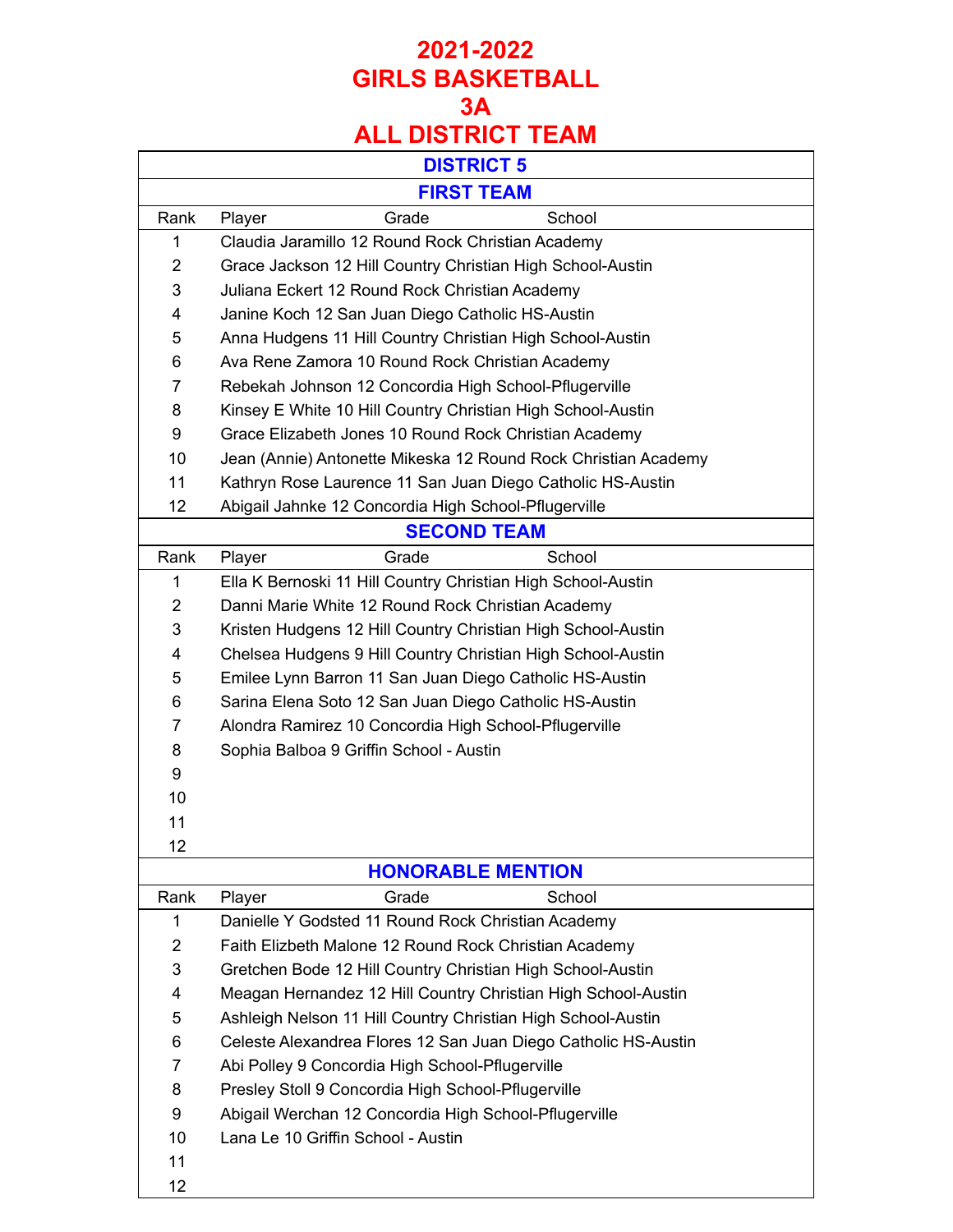# 2021-2022
# GIRLS BASKETBALL
# 3A
# ALL DISTRICT TEAM

## DISTRICT 5

### FIRST TEAM

| Rank | Player | Grade | School |
|---|---|---|---|
| 1 | Claudia Jaramillo | 12 | Round Rock Christian Academy |
| 2 | Grace Jackson | 12 | Hill Country Christian High School-Austin |
| 3 | Juliana Eckert | 12 | Round Rock Christian Academy |
| 4 | Janine Koch | 12 | San Juan Diego Catholic HS-Austin |
| 5 | Anna Hudgens | 11 | Hill Country Christian High School-Austin |
| 6 | Ava Rene Zamora | 10 | Round Rock Christian Academy |
| 7 | Rebekah Johnson | 12 | Concordia High School-Pflugerville |
| 8 | Kinsey E White | 10 | Hill Country Christian High School-Austin |
| 9 | Grace Elizabeth Jones | 10 | Round Rock Christian Academy |
| 10 | Jean (Annie) Antonette Mikeska | 12 | Round Rock Christian Academy |
| 11 | Kathryn Rose Laurence | 11 | San Juan Diego Catholic HS-Austin |
| 12 | Abigail Jahnke | 12 | Concordia High School-Pflugerville |

### SECOND TEAM

| Rank | Player | Grade | School |
|---|---|---|---|
| 1 | Ella K Bernoski | 11 | Hill Country Christian High School-Austin |
| 2 | Danni Marie White | 12 | Round Rock Christian Academy |
| 3 | Kristen Hudgens | 12 | Hill Country Christian High School-Austin |
| 4 | Chelsea Hudgens | 9 | Hill Country Christian High School-Austin |
| 5 | Emilee Lynn Barron | 11 | San Juan Diego Catholic HS-Austin |
| 6 | Sarina Elena Soto | 12 | San Juan Diego Catholic HS-Austin |
| 7 | Alondra Ramirez | 10 | Concordia High School-Pflugerville |
| 8 | Sophia Balboa | 9 | Griffin School - Austin |
| 9 | | | |
| 10 | | | |
| 11 | | | |
| 12 | | | |

### HONORABLE MENTION

| Rank | Player | Grade | School |
|---|---|---|---|
| 1 | Danielle Y Godsted | 11 | Round Rock Christian Academy |
| 2 | Faith Elizbeth Malone | 12 | Round Rock Christian Academy |
| 3 | Gretchen Bode | 12 | Hill Country Christian High School-Austin |
| 4 | Meagan Hernandez | 12 | Hill Country Christian High School-Austin |
| 5 | Ashleigh Nelson | 11 | Hill Country Christian High School-Austin |
| 6 | Celeste Alexandrea Flores | 12 | San Juan Diego Catholic HS-Austin |
| 7 | Abi Polley | 9 | Concordia High School-Pflugerville |
| 8 | Presley Stoll | 9 | Concordia High School-Pflugerville |
| 9 | Abigail Werchan | 12 | Concordia High School-Pflugerville |
| 10 | Lana Le | 10 | Griffin School - Austin |
| 11 | | | |
| 12 | | | |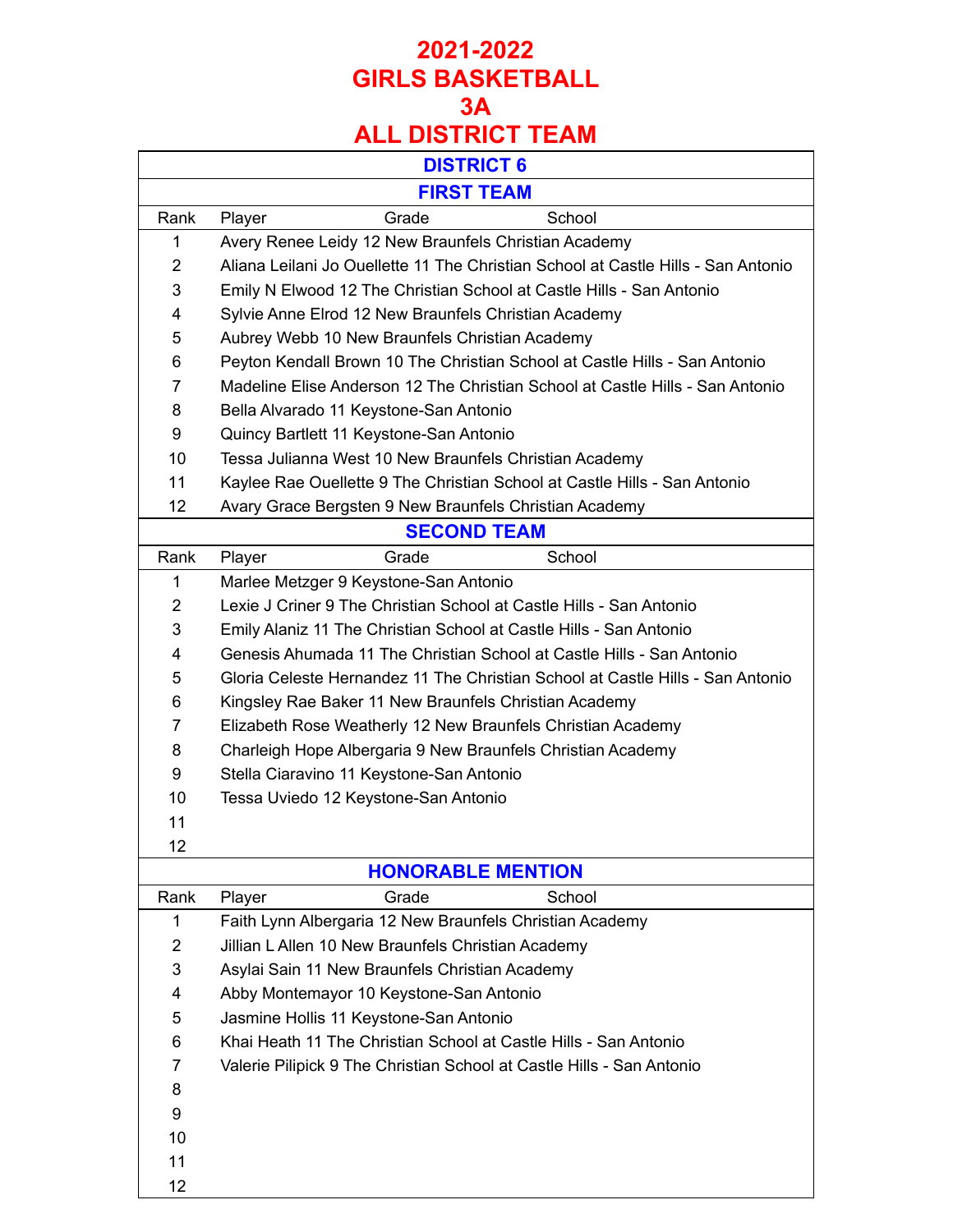# 2021-2022
# GIRLS BASKETBALL
# 3A
# ALL DISTRICT TEAM

## DISTRICT 6

### FIRST TEAM

| Rank | Player | Grade | School |
|---|---|---|---|
| 1 | Avery Renee Leidy | 12 | New Braunfels Christian Academy |
| 2 | Aliana Leilani Jo Ouellette | 11 | The Christian School at Castle Hills - San Antonio |
| 3 | Emily N Elwood | 12 | The Christian School at Castle Hills - San Antonio |
| 4 | Sylvie Anne Elrod | 12 | New Braunfels Christian Academy |
| 5 | Aubrey Webb | 10 | New Braunfels Christian Academy |
| 6 | Peyton Kendall Brown | 10 | The Christian School at Castle Hills - San Antonio |
| 7 | Madeline Elise Anderson | 12 | The Christian School at Castle Hills - San Antonio |
| 8 | Bella Alvarado | 11 | Keystone-San Antonio |
| 9 | Quincy Bartlett | 11 | Keystone-San Antonio |
| 10 | Tessa Julianna West | 10 | New Braunfels Christian Academy |
| 11 | Kaylee Rae Ouellette | 9 | The Christian School at Castle Hills - San Antonio |
| 12 | Avary Grace Bergsten | 9 | New Braunfels Christian Academy |

### SECOND TEAM

| Rank | Player | Grade | School |
|---|---|---|---|
| 1 | Marlee Metzger | 9 | Keystone-San Antonio |
| 2 | Lexie J Criner | 9 | The Christian School at Castle Hills - San Antonio |
| 3 | Emily Alaniz | 11 | The Christian School at Castle Hills - San Antonio |
| 4 | Genesis Ahumada | 11 | The Christian School at Castle Hills - San Antonio |
| 5 | Gloria Celeste Hernandez | 11 | The Christian School at Castle Hills - San Antonio |
| 6 | Kingsley Rae Baker | 11 | New Braunfels Christian Academy |
| 7 | Elizabeth Rose Weatherly | 12 | New Braunfels Christian Academy |
| 8 | Charleigh Hope Albergaria | 9 | New Braunfels Christian Academy |
| 9 | Stella Ciaravino | 11 | Keystone-San Antonio |
| 10 | Tessa Uviedo | 12 | Keystone-San Antonio |
| 11 | | | |
| 12 | | | |

### HONORABLE MENTION

| Rank | Player | Grade | School |
|---|---|---|---|
| 1 | Faith Lynn Albergaria | 12 | New Braunfels Christian Academy |
| 2 | Jillian L Allen | 10 | New Braunfels Christian Academy |
| 3 | Asylai Sain | 11 | New Braunfels Christian Academy |
| 4 | Abby Montemayor | 10 | Keystone-San Antonio |
| 5 | Jasmine Hollis | 11 | Keystone-San Antonio |
| 6 | Khai Heath | 11 | The Christian School at Castle Hills - San Antonio |
| 7 | Valerie Pilipick | 9 | The Christian School at Castle Hills - San Antonio |
| 8 | | | |
| 9 | | | |
| 10 | | | |
| 11 | | | |
| 12 | | | |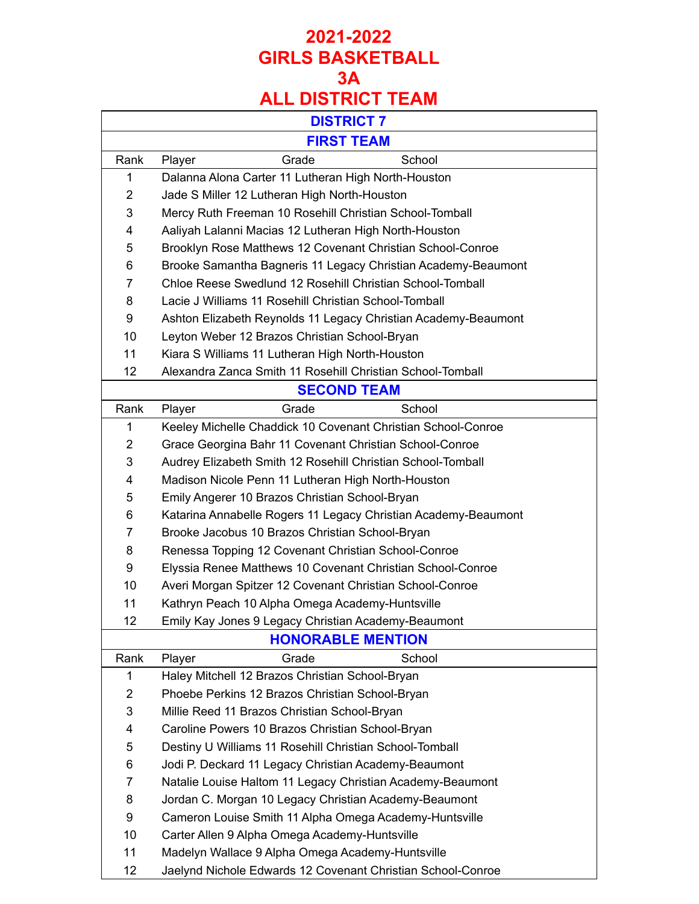# 2021-2022
# GIRLS BASKETBALL
# 3A
# ALL DISTRICT TEAM

## DISTRICT 7

### FIRST TEAM

| Rank | Player | Grade | School |
|---|---|---|---|
| 1 | Dalanna Alona Carter | 11 | Lutheran High North-Houston |
| 2 | Jade S Miller | 12 | Lutheran High North-Houston |
| 3 | Mercy Ruth Freeman | 10 | Rosehill Christian School-Tomball |
| 4 | Aaliyah Lalanni Macias | 12 | Lutheran High North-Houston |
| 5 | Brooklyn Rose Matthews | 12 | Covenant Christian School-Conroe |
| 6 | Brooke Samantha Bagneris | 11 | Legacy Christian Academy-Beaumont |
| 7 | Chloe Reese Swedlund | 12 | Rosehill Christian School-Tomball |
| 8 | Lacie J Williams | 11 | Rosehill Christian School-Tomball |
| 9 | Ashton Elizabeth Reynolds | 11 | Legacy Christian Academy-Beaumont |
| 10 | Leyton Weber | 12 | Brazos Christian School-Bryan |
| 11 | Kiara S Williams | 11 | Lutheran High North-Houston |
| 12 | Alexandra Zanca Smith | 11 | Rosehill Christian School-Tomball |

### SECOND TEAM

| Rank | Player | Grade | School |
|---|---|---|---|
| 1 | Keeley Michelle Chaddick | 10 | Covenant Christian School-Conroe |
| 2 | Grace Georgina Bahr | 11 | Covenant Christian School-Conroe |
| 3 | Audrey Elizabeth Smith | 12 | Rosehill Christian School-Tomball |
| 4 | Madison Nicole Penn | 11 | Lutheran High North-Houston |
| 5 | Emily Angerer | 10 | Brazos Christian School-Bryan |
| 6 | Katarina Annabelle Rogers | 11 | Legacy Christian Academy-Beaumont |
| 7 | Brooke Jacobus | 10 | Brazos Christian School-Bryan |
| 8 | Renessa Topping | 12 | Covenant Christian School-Conroe |
| 9 | Elyssia Renee Matthews | 10 | Covenant Christian School-Conroe |
| 10 | Averi Morgan Spitzer | 12 | Covenant Christian School-Conroe |
| 11 | Kathryn Peach | 10 | Alpha Omega Academy-Huntsville |
| 12 | Emily Kay Jones | 9 | Legacy Christian Academy-Beaumont |

### HONORABLE MENTION

| Rank | Player | Grade | School |
|---|---|---|---|
| 1 | Haley Mitchell | 12 | Brazos Christian School-Bryan |
| 2 | Phoebe Perkins | 12 | Brazos Christian School-Bryan |
| 3 | Millie Reed | 11 | Brazos Christian School-Bryan |
| 4 | Caroline Powers | 10 | Brazos Christian School-Bryan |
| 5 | Destiny U Williams | 11 | Rosehill Christian School-Tomball |
| 6 | Jodi P. Deckard | 11 | Legacy Christian Academy-Beaumont |
| 7 | Natalie Louise Haltom | 11 | Legacy Christian Academy-Beaumont |
| 8 | Jordan C. Morgan | 10 | Legacy Christian Academy-Beaumont |
| 9 | Cameron Louise Smith | 11 | Alpha Omega Academy-Huntsville |
| 10 | Carter Allen | 9 | Alpha Omega Academy-Huntsville |
| 11 | Madelyn Wallace | 9 | Alpha Omega Academy-Huntsville |
| 12 | Jaelynd Nichole Edwards | 12 | Covenant Christian School-Conroe |